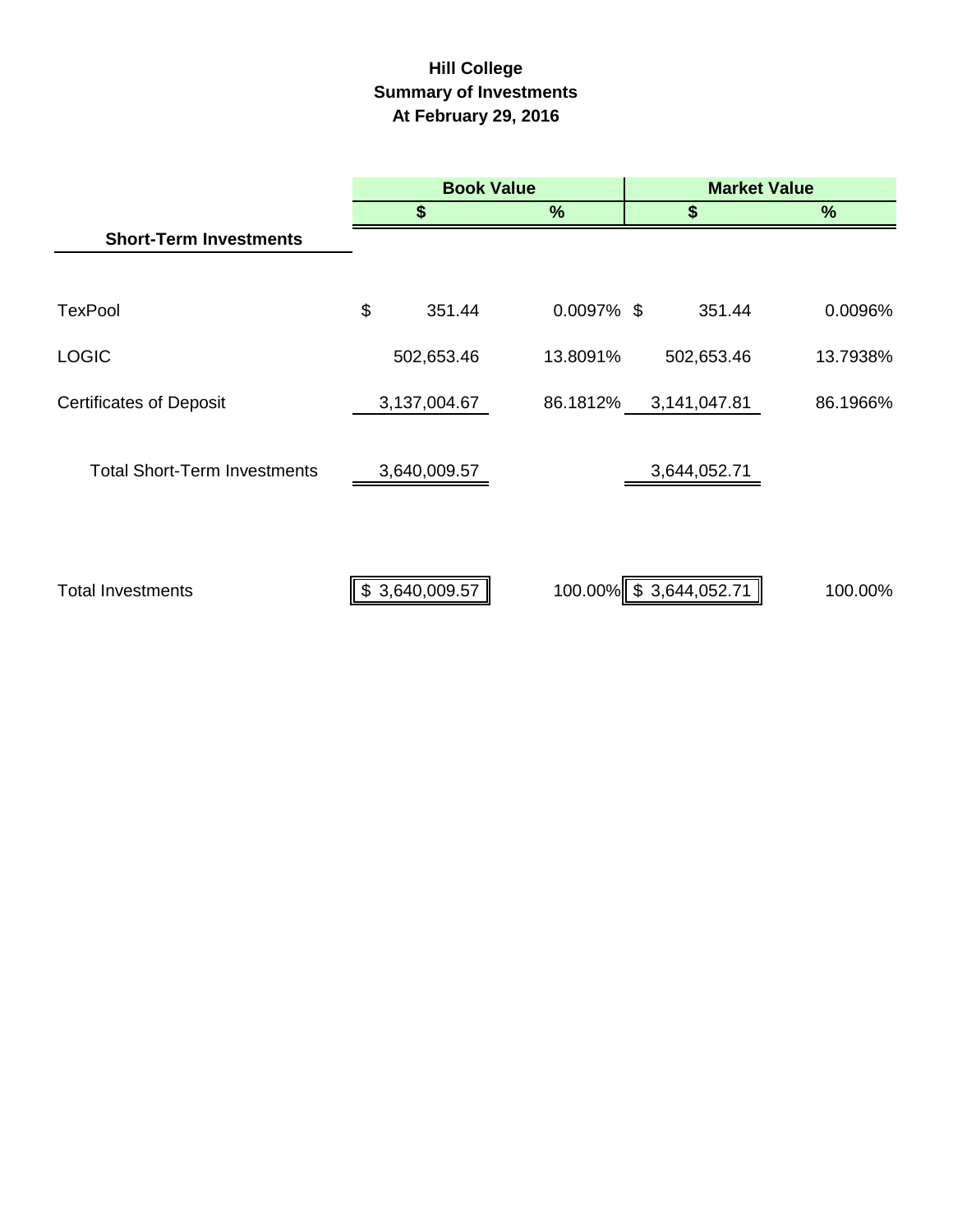# Hill College
## Summary of Investments
## At February 29, 2016

| | Book Value | | Market Value | |
|---|---|---|---|---|
| | $ | % | $ | % |
| **Short-Term Investments** | | | | |
| TexPool | $ 351.44 | 0.0097% | $ 351.44 | 0.0096% |
| LOGIC | 502,653.46 | 13.8091% | 502,653.46 | 13.7938% |
| Certificates of Deposit | 3,137,004.67 | 86.1812% | 3,141,047.81 | 86.1966% |
| Total Short-Term Investments | 3,640,009.57 | | 3,644,052.71 | |
| Total Investments | $ 3,640,009.57 | 100.00% | $ 3,644,052.71 | 100.00% |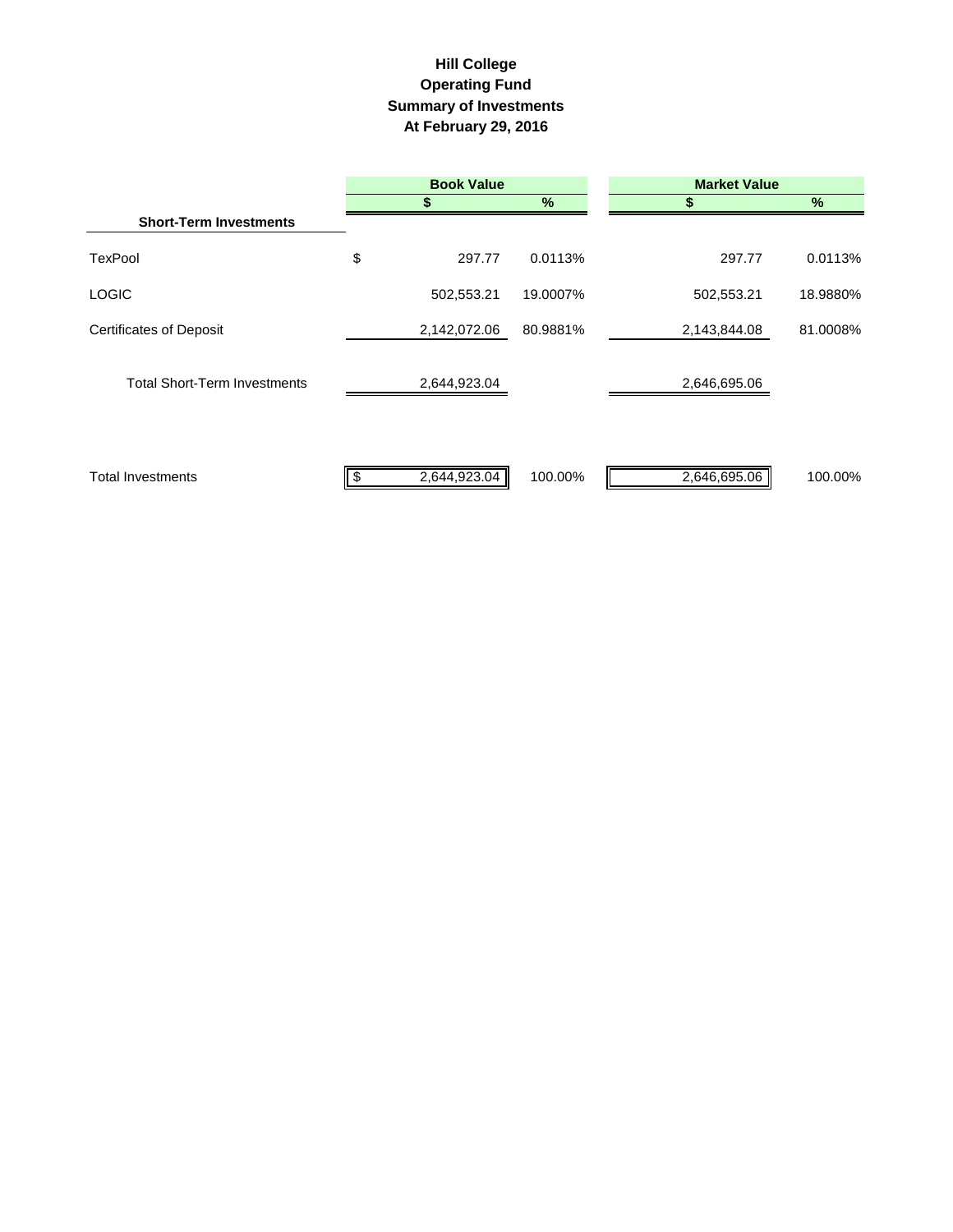# Hill College
## Operating Fund
## Summary of Investments
## At February 29, 2016

| | Book Value | | Market Value | |
|---|---|---|---|---|
| | $ | % | $ | % |
| **Short-Term Investments** | | | | |
| TexPool | $ 297.77 | 0.0113% | 297.77 | 0.0113% |
| LOGIC | 502,553.21 | 19.0007% | 502,553.21 | 18.9880% |
| Certificates of Deposit | 2,142,072.06 | 80.9881% | 2,143,844.08 | 81.0008% |
| Total Short-Term Investments | 2,644,923.04 | | 2,646,695.06 | |
| Total Investments | $ 2,644,923.04 | 100.00% | 2,646,695.06 | 100.00% |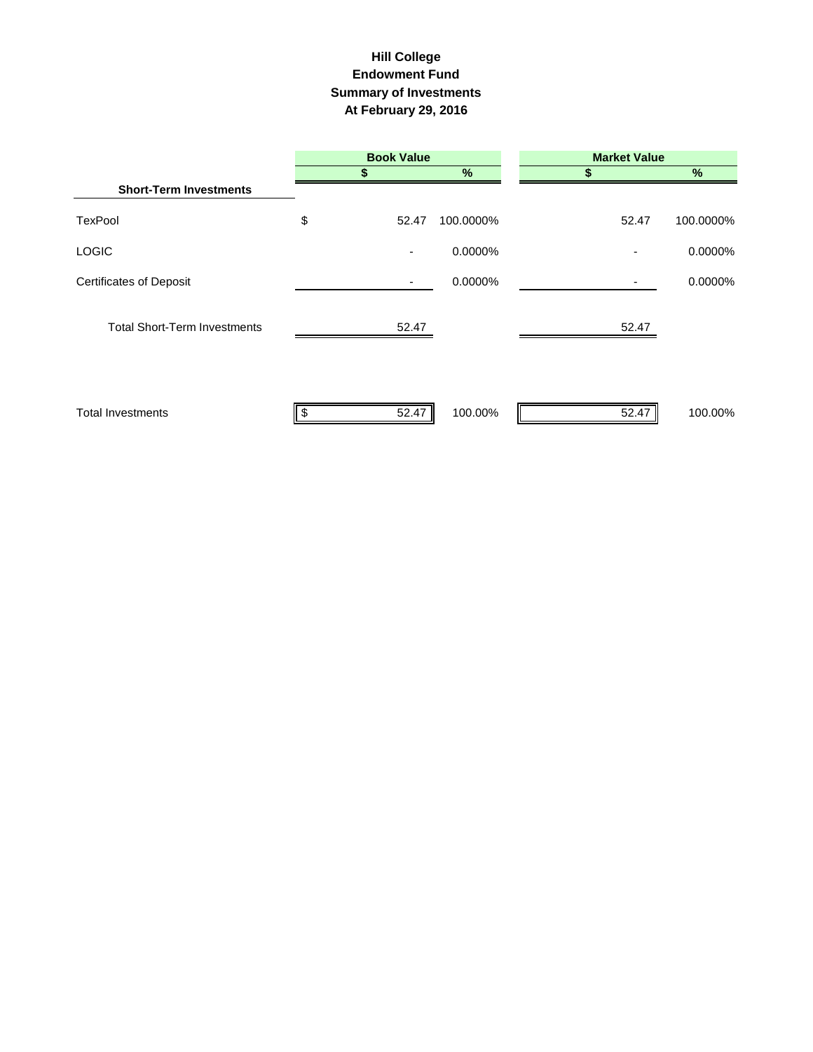# Hill College
## Endowment Fund
## Summary of Investments
## At February 29, 2016

| | Book Value | | Market Value | |
|---|---|---|---|---|
| | $ | % | $ | % |
| **Short-Term Investments** | | | | |
| TexPool | $ 52.47 | 100.0000% | 52.47 | 100.0000% |
| LOGIC | - | 0.0000% | - | 0.0000% |
| Certificates of Deposit | - | 0.0000% | - | 0.0000% |
| Total Short-Term Investments | 52.47 | | 52.47 | |
| Total Investments | $ 52.47 | 100.00% | 52.47 | 100.00% |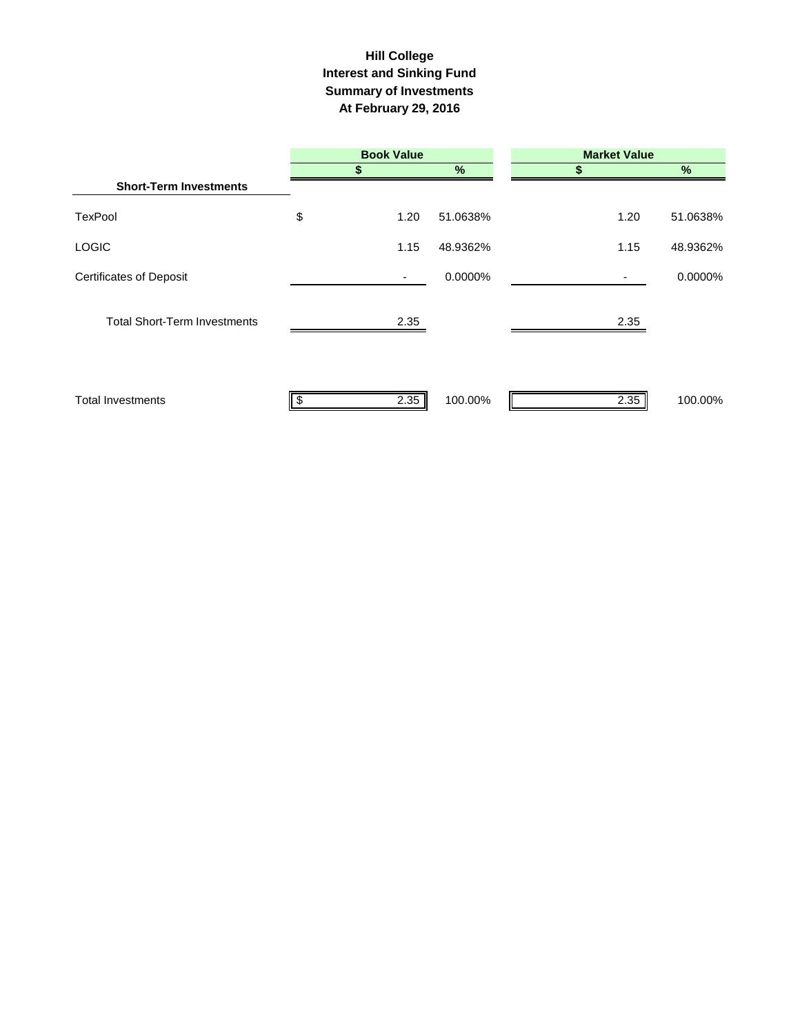# Hill College
## Interest and Sinking Fund
## Summary of Investments
## At February 29, 2016

| | Book Value | | Market Value | |
|---|---|---|---|---|
| | $ | % | $ | % |
| **Short-Term Investments** | | | | |
| TexPool | $ 1.20 | 51.0638% | 1.20 | 51.0638% |
| LOGIC | 1.15 | 48.9362% | 1.15 | 48.9362% |
| Certificates of Deposit | - | 0.0000% | - | 0.0000% |
| Total Short-Term Investments | 2.35 | | 2.35 | |
| Total Investments | $ 2.35 | 100.00% | 2.35 | 100.00% |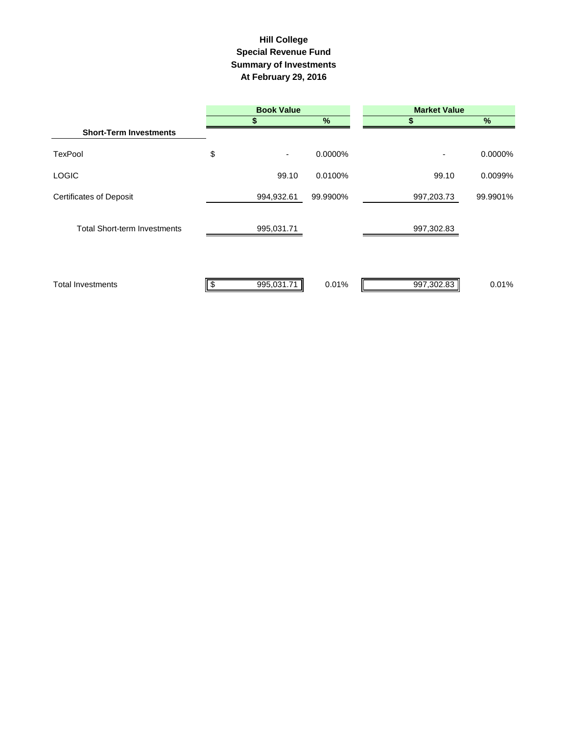# Hill College
## Special Revenue Fund
## Summary of Investments
## At February 29, 2016

| | Book Value | | Market Value | |
|---|---|---|---|---|
| | $ | % | $ | % |
| **Short-Term Investments** | | | | |
| TexPool | $ - | 0.0000% | - | 0.0000% |
| LOGIC | 99.10 | 0.0100% | 99.10 | 0.0099% |
| Certificates of Deposit | 994,932.61 | 99.9900% | 997,203.73 | 99.9901% |
| Total Short-term Investments | 995,031.71 | | 997,302.83 | |
| Total Investments | $ 995,031.71 | 0.01% | 997,302.83 | 0.01% |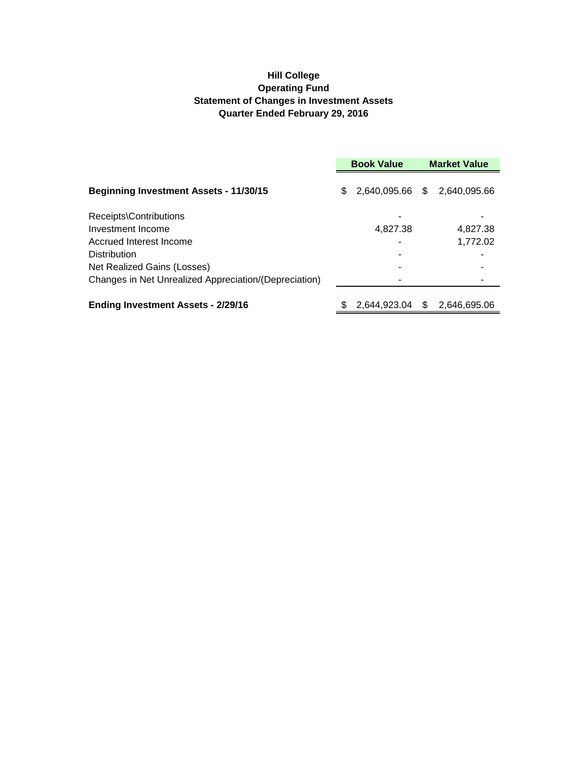**Hill College**
**Operating Fund**
**Statement of Changes in Investment Assets**
**Quarter Ended February 29, 2016**

| | Book Value | Market Value |
|---|---|---|
| **Beginning Investment Assets - 11/30/15** | $ 2,640,095.66 | $ 2,640,095.66 |
| Receipts\Contributions | - | - |
| Investment Income | 4,827.38 | 4,827.38 |
| Accrued Interest Income | - | 1,772.02 |
| Distribution | - | - |
| Net Realized Gains (Losses) | - | - |
| Changes in Net Unrealized Appreciation/(Depreciation) | - | - |
| **Ending Investment Assets - 2/29/16** | $ 2,644,923.04 | $ 2,646,695.06 |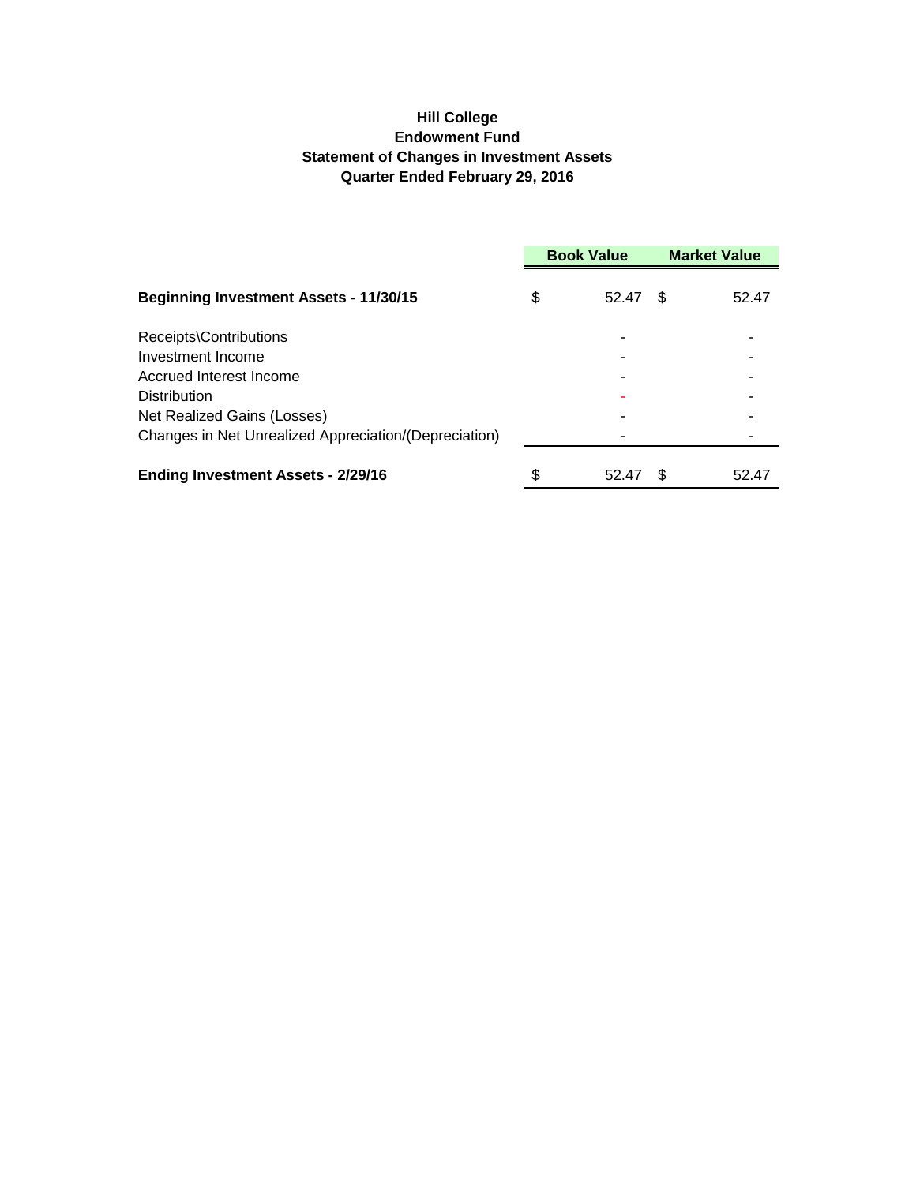**Hill College**
**Endowment Fund**
**Statement of Changes in Investment Assets**
**Quarter Ended February 29, 2016**

| | Book Value | Market Value |
|---|---|---|
| **Beginning Investment Assets - 11/30/15** | $ 52.47 | $ 52.47 |
| Receipts\Contributions | - | - |
| Investment Income | - | - |
| Accrued Interest Income | - | - |
| Distribution | - | - |
| Net Realized Gains (Losses) | - | - |
| Changes in Net Unrealized Appreciation/(Depreciation) | - | - |
| **Ending Investment Assets - 2/29/16** | $ 52.47 | $ 52.47 |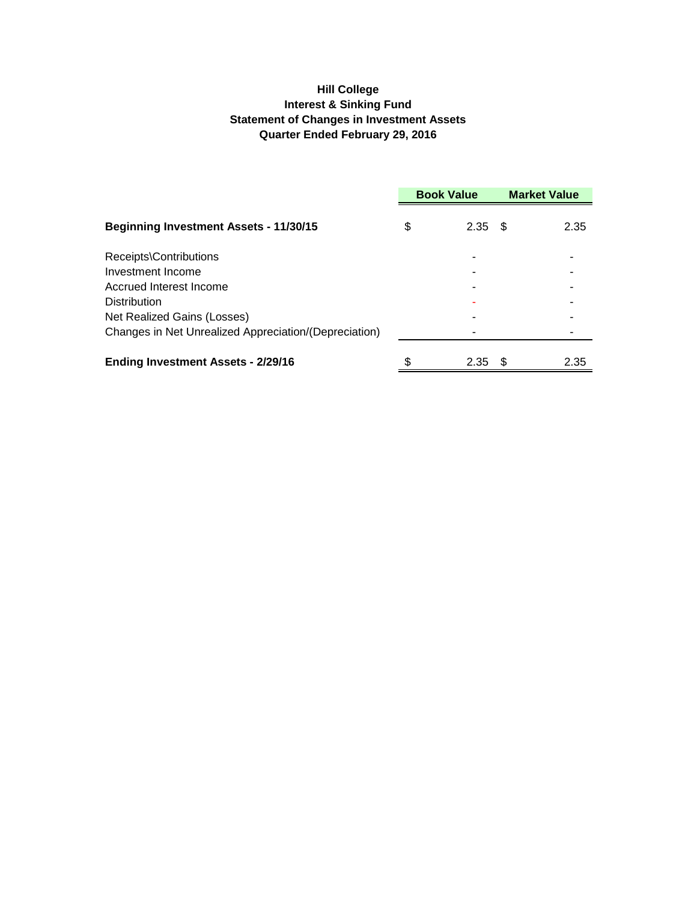**Hill College**
**Interest & Sinking Fund**
**Statement of Changes in Investment Assets**
**Quarter Ended February 29, 2016**

| | Book Value | Market Value |
|---|---|---|
| **Beginning Investment Assets - 11/30/15** | $ 2.35 | $ 2.35 |
| Receipts\Contributions | - | - |
| Investment Income | - | - |
| Accrued Interest Income | - | - |
| Distribution | - | - |
| Net Realized Gains (Losses) | - | - |
| Changes in Net Unrealized Appreciation/(Depreciation) | - | - |
| **Ending Investment Assets - 2/29/16** | $ 2.35 | $ 2.35 |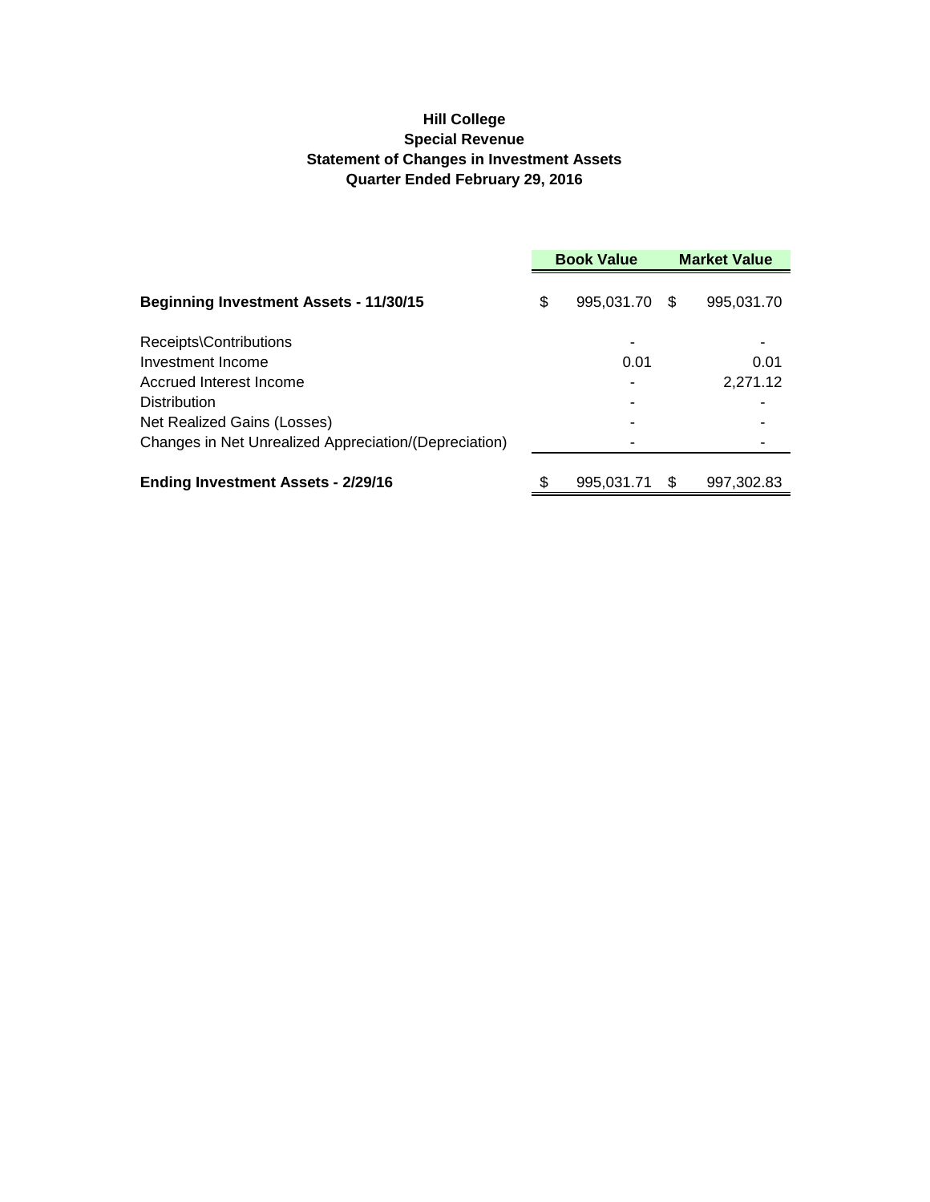**Hill College**
**Special Revenue**
**Statement of Changes in Investment Assets**
**Quarter Ended February 29, 2016**

| | Book Value | Market Value |
|---|---|---|
| **Beginning Investment Assets - 11/30/15** | $ 995,031.70 | $ 995,031.70 |
| Receipts\Contributions | - | - |
| Investment Income | 0.01 | 0.01 |
| Accrued Interest Income | - | 2,271.12 |
| Distribution | - | - |
| Net Realized Gains (Losses) | - | - |
| Changes in Net Unrealized Appreciation/(Depreciation) | - | - |
| **Ending Investment Assets - 2/29/16** | $ 995,031.71 | $ 997,302.83 |